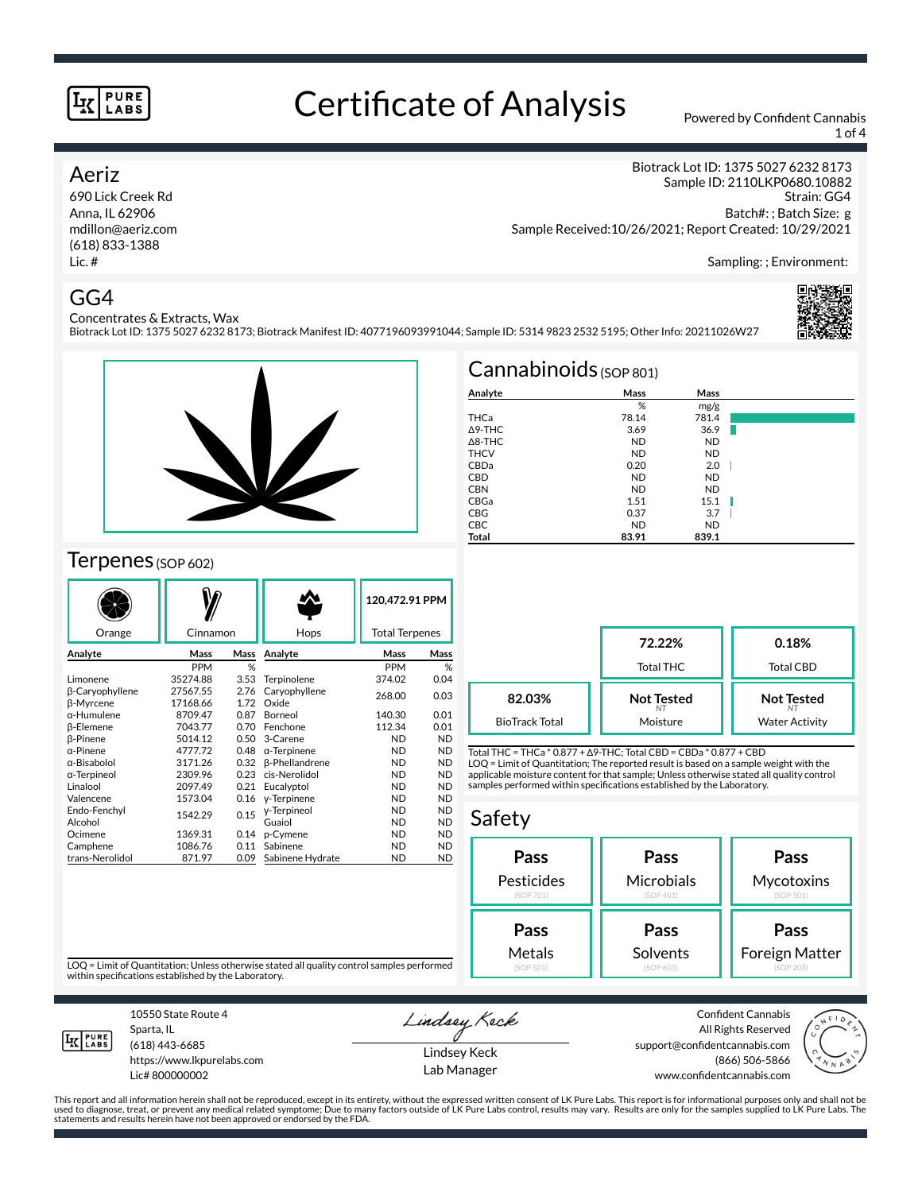# Certificate of Analysis

Powered by Confident Cannabis

## Aeriz

690 Lick Creek Rd
Anna, IL 62906
mdillon@aeriz.com
(618) 833-1388
Lic. #

Biotrack Lot ID: 1375 5027 6232 8173
Sample ID: 2110LKP0680.10882
Strain: GG4
Batch#: ; Batch Size: g
Sample Received:10/26/2021; Report Created: 10/29/2021

Sampling: ; Environment:

## GG4

Concentrates & Extracts, Wax
Biotrack Lot ID: 1375 5027 6232 8173; Biotrack Manifest ID: 4077196093991044; Sample ID: 5314 9823 2532 5195; Other Info: 20211026W27

## Cannabinoids (SOP 801)

| Analyte | Mass % | Mass mg/g |
|---|---|---|
| THCa | 78.14 | 781.4 |
| Δ9-THC | 3.69 | 36.9 |
| Δ8-THC | ND | ND |
| THCV | ND | ND |
| CBDa | 0.20 | 2.0 |
| CBD | ND | ND |
| CBN | ND | ND |
| CBGa | 1.51 | 15.1 |
| CBG | 0.37 | 3.7 |
| CBC | ND | ND |
| **Total** | **83.91** | **839.1** |

| | | |
|---|---|---|
| | **72.22%** Total THC | **0.18%** Total CBD |
| **82.03%** BioTrack Total | **Not Tested** (NT) Moisture | **Not Tested** (NT) Water Activity |

Total THC = THCa * 0.877 + Δ9-THC; Total CBD = CBDa * 0.877 + CBD
LOQ = Limit of Quantitation; The reported result is based on a sample weight with the applicable moisture content for that sample; Unless otherwise stated all quality control samples performed within specifications established by the Laboratory.

## Terpenes (SOP 602)

Orange | Cinnamon | Hops | **120,472.91 PPM** Total Terpenes

| Analyte | Mass PPM | Mass % | Analyte | Mass PPM | Mass % |
|---|---|---|---|---|---|
| Limonene | 35274.88 | 3.53 | Terpinolene | 374.02 | 0.04 |
| β-Caryophyllene | 27567.55 | 2.76 | Caryophyllene Oxide | 268.00 | 0.03 |
| β-Myrcene | 17168.66 | 1.72 | | | |
| α-Humulene | 8709.47 | 0.87 | Borneol | 140.30 | 0.01 |
| β-Elemene | 7043.77 | 0.70 | Fenchone | 112.34 | 0.01 |
| β-Pinene | 5014.12 | 0.50 | 3-Carene | ND | ND |
| α-Pinene | 4777.72 | 0.48 | α-Terpinene | ND | ND |
| α-Bisabolol | 3171.26 | 0.32 | β-Phellandrene | ND | ND |
| α-Terpineol | 2309.96 | 0.23 | cis-Nerolidol | ND | ND |
| Linalool | 2097.49 | 0.21 | Eucalyptol | ND | ND |
| Valencene | 1573.04 | 0.16 | γ-Terpinene | ND | ND |
| Endo-Fenchyl Alcohol | 1542.29 | 0.15 | γ-Terpineol | ND | ND |
| | | | Guaiol | ND | ND |
| Ocimene | 1369.31 | 0.14 | p-Cymene | ND | ND |
| Camphene | 1086.76 | 0.11 | Sabinene | ND | ND |
| trans-Nerolidol | 871.97 | 0.09 | Sabinene Hydrate | ND | ND |

LOQ = Limit of Quantitation; Unless otherwise stated all quality control samples performed within specifications established by the Laboratory.

## Safety

| | | |
|---|---|---|
| **Pass** Pesticides (SOP 701) | **Pass** Microbials (SOP 401) | **Pass** Mycotoxins (SOP 501) |
| **Pass** Metals (SOP 501) | **Pass** Solvents (SOP 601) | **Pass** Foreign Matter (SOP 203) |

10550 State Route 4
Sparta, IL
(618) 443-6685
https://www.lkpurelabs.com
Lic# 800000002

Lindsey Keck
Lab Manager

Confident Cannabis
All Rights Reserved
support@confidentcannabis.com
(866) 506-5866
www.confidentcannabis.com

This report and all information herein shall not be reproduced, except in its entirety, without the expressed written consent of LK Pure Labs. This report is for informational purposes only and shall not be used to diagnose, treat, or prevent any medical related symptome; Due to many factors outside of LK Pure Labs control, results may vary. Results are only for the samples supplied to LK Pure Labs. The statements and results herein have not been approved or endorsed by the FDA.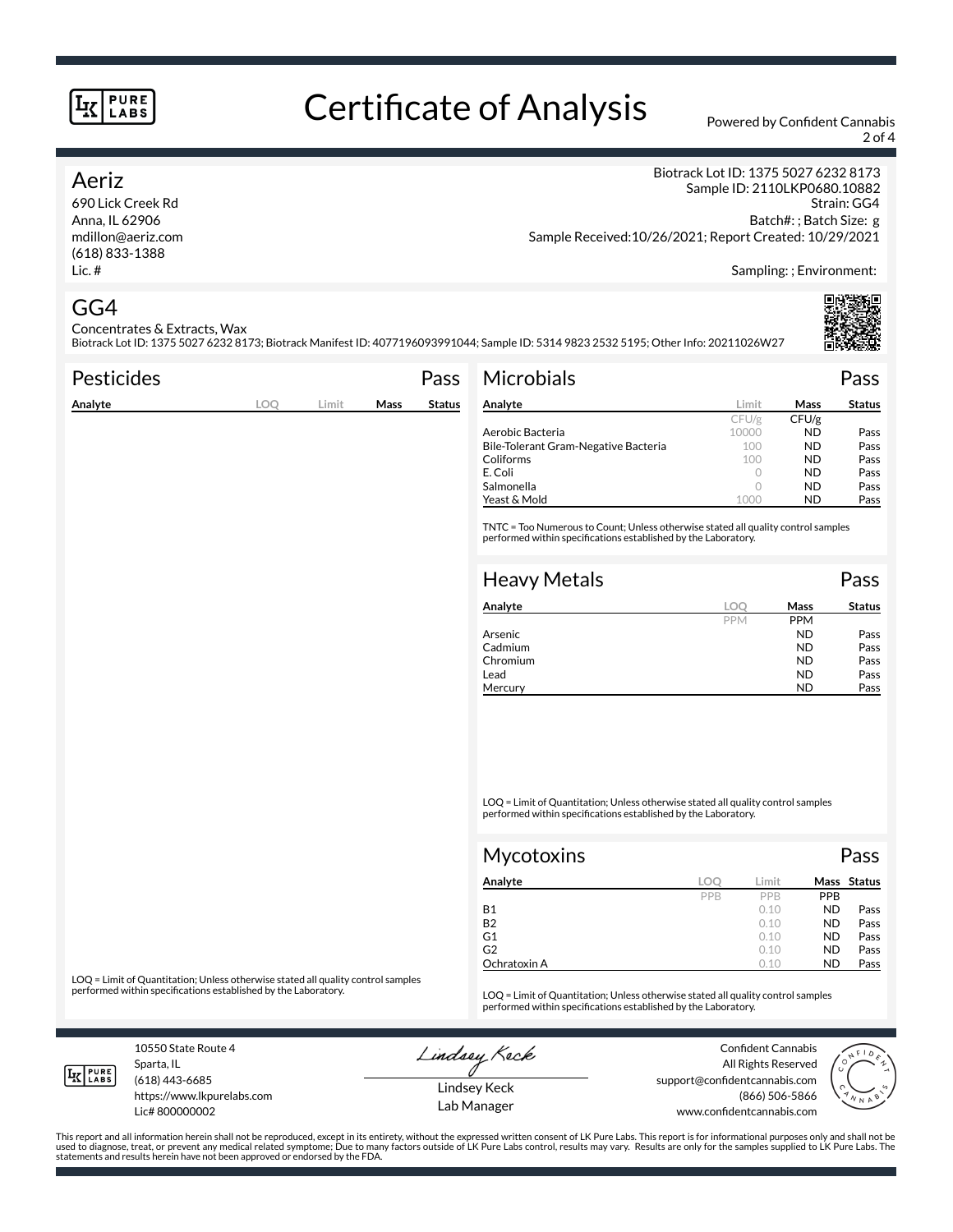# Certificate of Analysis

Powered by Confident Cannabis

## Aeriz

690 Lick Creek Rd
Anna, IL 62906
mdillon@aeriz.com
(618) 833-1388
Lic. #

Biotrack Lot ID: 1375 5027 6232 8173
Sample ID: 2110LKP0680.10882
Strain: GG4
Batch#: ; Batch Size: g
Sample Received:10/26/2021; Report Created: 10/29/2021

Sampling: ; Environment:

## GG4

Concentrates & Extracts, Wax
Biotrack Lot ID: 1375 5027 6232 8173; Biotrack Manifest ID: 4077196093991044; Sample ID: 5314 9823 2532 5195; Other Info: 20211026W27

### Pesticides — Pass

| Analyte | LOQ | Limit | Mass | Status |
|---|---|---|---|---|

LOQ = Limit of Quantitation; Unless otherwise stated all quality control samples performed within specifications established by the Laboratory.

### Microbials — Pass

| Analyte | Limit | Mass | Status |
|---|---|---|---|
| | CFU/g | CFU/g | |
| Aerobic Bacteria | 10000 | ND | Pass |
| Bile-Tolerant Gram-Negative Bacteria | 100 | ND | Pass |
| Coliforms | 100 | ND | Pass |
| E. Coli | 0 | ND | Pass |
| Salmonella | 0 | ND | Pass |
| Yeast & Mold | 1000 | ND | Pass |

TNTC = Too Numerous to Count; Unless otherwise stated all quality control samples performed within specifications established by the Laboratory.

### Heavy Metals — Pass

| Analyte | LOQ | Mass | Status |
|---|---|---|---|
| | PPM | PPM | |
| Arsenic | | ND | Pass |
| Cadmium | | ND | Pass |
| Chromium | | ND | Pass |
| Lead | | ND | Pass |
| Mercury | | ND | Pass |

LOQ = Limit of Quantitation; Unless otherwise stated all quality control samples performed within specifications established by the Laboratory.

### Mycotoxins — Pass

| Analyte | LOQ | Limit | Mass | Status |
|---|---|---|---|---|
| | PPB | PPB | PPB | |
| B1 | | 0.10 | ND | Pass |
| B2 | | 0.10 | ND | Pass |
| G1 | | 0.10 | ND | Pass |
| G2 | | 0.10 | ND | Pass |
| Ochratoxin A | | 0.10 | ND | Pass |

LOQ = Limit of Quantitation; Unless otherwise stated all quality control samples performed within specifications established by the Laboratory.

10550 State Route 4
Sparta, IL
(618) 443-6685
https://www.lkpurelabs.com
Lic# 800000002

Lindsey Keck
Lab Manager

Confident Cannabis
All Rights Reserved
support@confidentcannabis.com
(866) 506-5866
www.confidentcannabis.com

This report and all information herein shall not be reproduced, except in its entirety, without the expressed written consent of LK Pure Labs. This report is for informational purposes only and shall not be used to diagnose, treat, or prevent any medical related symptome; Due to many factors outside of LK Pure Labs control, results may vary. Results are only for the samples supplied to LK Pure Labs. The statements and results herein have not been approved or endorsed by the FDA.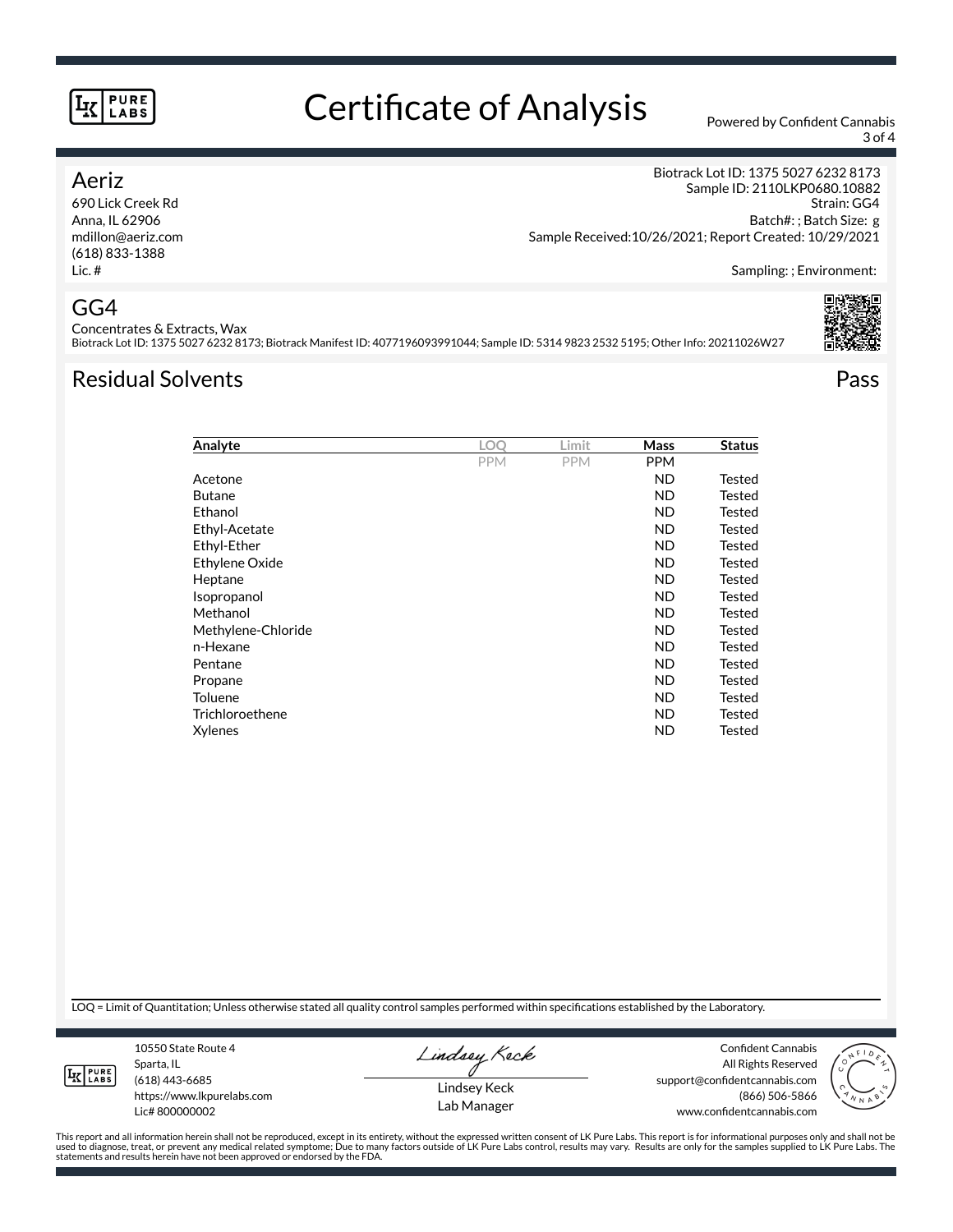# Certificate of Analysis

Powered by Confident Cannabis

## Aeriz

690 Lick Creek Rd
Anna, IL 62906
mdillon@aeriz.com
(618) 833-1388
Lic. #

Biotrack Lot ID: 1375 5027 6232 8173
Sample ID: 2110LKP0680.10882
Strain: GG4
Batch#: ; Batch Size: g
Sample Received:10/26/2021; Report Created: 10/29/2021

Sampling: ; Environment:

## GG4

Concentrates & Extracts, Wax
Biotrack Lot ID: 1375 5027 6232 8173; Biotrack Manifest ID: 4077196093991044; Sample ID: 5314 9823 2532 5195; Other Info: 20211026W27

## Residual Solvents

Pass

| Analyte | LOQ | Limit | Mass | Status |
|---|---|---|---|---|
| | PPM | PPM | PPM | |
| Acetone | | | ND | Tested |
| Butane | | | ND | Tested |
| Ethanol | | | ND | Tested |
| Ethyl-Acetate | | | ND | Tested |
| Ethyl-Ether | | | ND | Tested |
| Ethylene Oxide | | | ND | Tested |
| Heptane | | | ND | Tested |
| Isopropanol | | | ND | Tested |
| Methanol | | | ND | Tested |
| Methylene-Chloride | | | ND | Tested |
| n-Hexane | | | ND | Tested |
| Pentane | | | ND | Tested |
| Propane | | | ND | Tested |
| Toluene | | | ND | Tested |
| Trichloroethene | | | ND | Tested |
| Xylenes | | | ND | Tested |

LOQ = Limit of Quantitation; Unless otherwise stated all quality control samples performed within specifications established by the Laboratory.

10550 State Route 4
Sparta, IL
(618) 443-6685
https://www.lkpurelabs.com
Lic# 800000002

Lindsey Keck
Lab Manager

Confident Cannabis
All Rights Reserved
support@confidentcannabis.com
(866) 506-5866
www.confidentcannabis.com

This report and all information herein shall not be reproduced, except in its entirety, without the expressed written consent of LK Pure Labs. This report is for informational purposes only and shall not be used to diagnose, treat, or prevent any medical related symptome; Due to many factors outside of LK Pure Labs control, results may vary. Results are only for the samples supplied to LK Pure Labs. The statements and results herein have not been approved or endorsed by the FDA.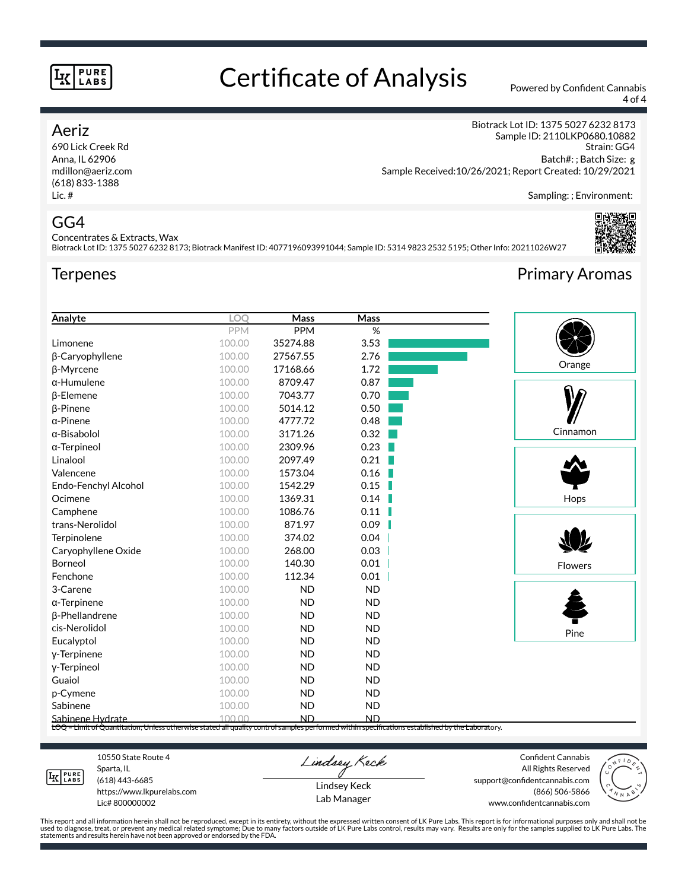# Certificate of Analysis

Powered by Confident Cannabis

## Aeriz

690 Lick Creek Rd
Anna, IL 62906
mdillon@aeriz.com
(618) 833-1388
Lic. #

Biotrack Lot ID: 1375 5027 6232 8173
Sample ID: 2110LKP0680.10882
Strain: GG4
Batch#: ; Batch Size: g
Sample Received:10/26/2021; Report Created: 10/29/2021

Sampling: ; Environment:

## GG4

Concentrates & Extracts, Wax
Biotrack Lot ID: 1375 5027 6232 8173; Biotrack Manifest ID: 4077196093991044; Sample ID: 5314 9823 2532 5195; Other Info: 20211026W27

## Terpenes

| Analyte | LOQ | Mass | Mass |
|---|---|---|---|
| | PPM | PPM | % |
| Limonene | 100.00 | 35274.88 | 3.53 |
| β-Caryophyllene | 100.00 | 27567.55 | 2.76 |
| β-Myrcene | 100.00 | 17168.66 | 1.72 |
| α-Humulene | 100.00 | 8709.47 | 0.87 |
| β-Elemene | 100.00 | 7043.77 | 0.70 |
| β-Pinene | 100.00 | 5014.12 | 0.50 |
| α-Pinene | 100.00 | 4777.72 | 0.48 |
| α-Bisabolol | 100.00 | 3171.26 | 0.32 |
| α-Terpineol | 100.00 | 2309.96 | 0.23 |
| Linalool | 100.00 | 2097.49 | 0.21 |
| Valencene | 100.00 | 1573.04 | 0.16 |
| Endo-Fenchyl Alcohol | 100.00 | 1542.29 | 0.15 |
| Ocimene | 100.00 | 1369.31 | 0.14 |
| Camphene | 100.00 | 1086.76 | 0.11 |
| trans-Nerolidol | 100.00 | 871.97 | 0.09 |
| Terpinolene | 100.00 | 374.02 | 0.04 |
| Caryophyllene Oxide | 100.00 | 268.00 | 0.03 |
| Borneol | 100.00 | 140.30 | 0.01 |
| Fenchone | 100.00 | 112.34 | 0.01 |
| 3-Carene | 100.00 | ND | ND |
| α-Terpinene | 100.00 | ND | ND |
| β-Phellandrene | 100.00 | ND | ND |
| cis-Nerolidol | 100.00 | ND | ND |
| Eucalyptol | 100.00 | ND | ND |
| γ-Terpinene | 100.00 | ND | ND |
| γ-Terpineol | 100.00 | ND | ND |
| Guaiol | 100.00 | ND | ND |
| p-Cymene | 100.00 | ND | ND |
| Sabinene | 100.00 | ND | ND |
| Sabinene Hydrate | 100.00 | ND | ND |

LOQ = Limit of Quantitation; Unless otherwise stated all quality control samples performed within specifications established by the Laboratory.

## Primary Aromas

Orange

Cinnamon

Hops

Flowers

Pine

10550 State Route 4
Sparta, IL
(618) 443-6685
https://www.lkpurelabs.com
Lic# 800000002

Lindsey Keck
Lab Manager

Confident Cannabis
All Rights Reserved
support@confidentcannabis.com
(866) 506-5866
www.confidentcannabis.com

This report and all information herein shall not be reproduced, except in its entirety, without the expressed written consent of LK Pure Labs. This report is for informational purposes only and shall not be used to diagnose, treat, or prevent any medical related symptome; Due to many factors outside of LK Pure Labs control, results may vary. Results are only for the samples supplied to LK Pure Labs. The statements and results herein have not been approved or endorsed by the FDA.